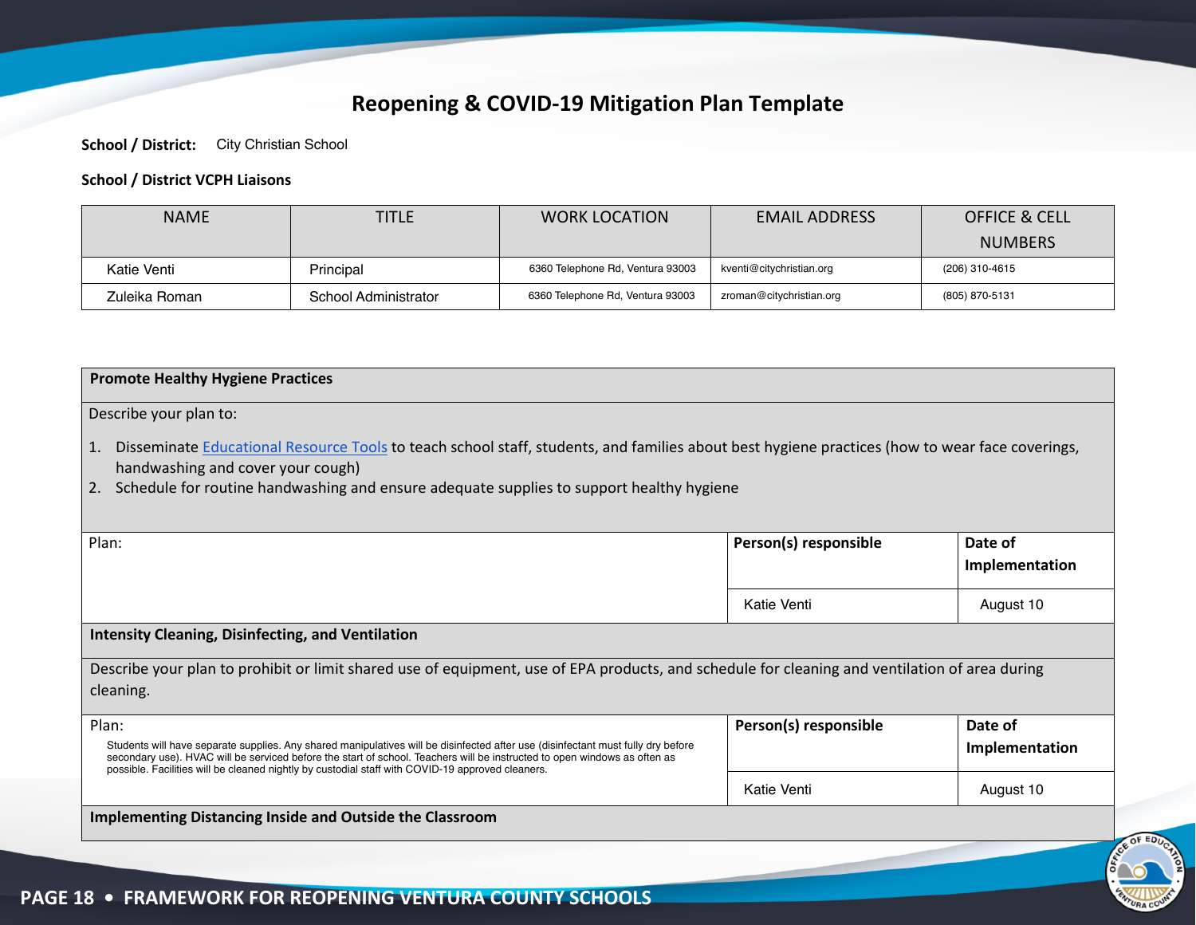# Reopening & COVID-19 Mitigation Plan Template

**School / District:** City Christian School

**School / District VCPH Liaisons**

| NAME | TITLE | WORK LOCATION | EMAIL ADDRESS | OFFICE & CELL NUMBERS |
|---|---|---|---|---|
| Katie Venti | Principal | 6360 Telephone Rd, Ventura 93003 | kventi@citychristian.org | (206) 310-4615 |
| Zuleika Roman | School Administrator | 6360 Telephone Rd, Ventura 93003 | zroman@citychristian.org | (805) 870-5131 |

| **Promote Healthy Hygiene Practices** | | |
|---|---|---|
| Describe your plan to:<br>1. Disseminate Educational Resource Tools to teach school staff, students, and families about best hygiene practices (how to wear face coverings, handwashing and cover your cough)<br>2. Schedule for routine handwashing and ensure adequate supplies to support healthy hygiene | | |
| Plan: | **Person(s) responsible** | **Date of Implementation** |
| | Katie Venti | August 10 |
| **Intensity Cleaning, Disinfecting, and Ventilation** | | |
| Describe your plan to prohibit or limit shared use of equipment, use of EPA products, and schedule for cleaning and ventilation of area during cleaning. | | |
| Plan:<br>Students will have separate supplies. Any shared manipulatives will be disinfected after use (disinfectant must fully dry before secondary use). HVAC will be serviced before the start of school. Teachers will be instructed to open windows as often as possible. Facilities will be cleaned nightly by custodial staff with COVID-19 approved cleaners. | **Person(s) responsible** | **Date of Implementation** |
| | Katie Venti | August 10 |
| **Implementing Distancing Inside and Outside the Classroom** | | |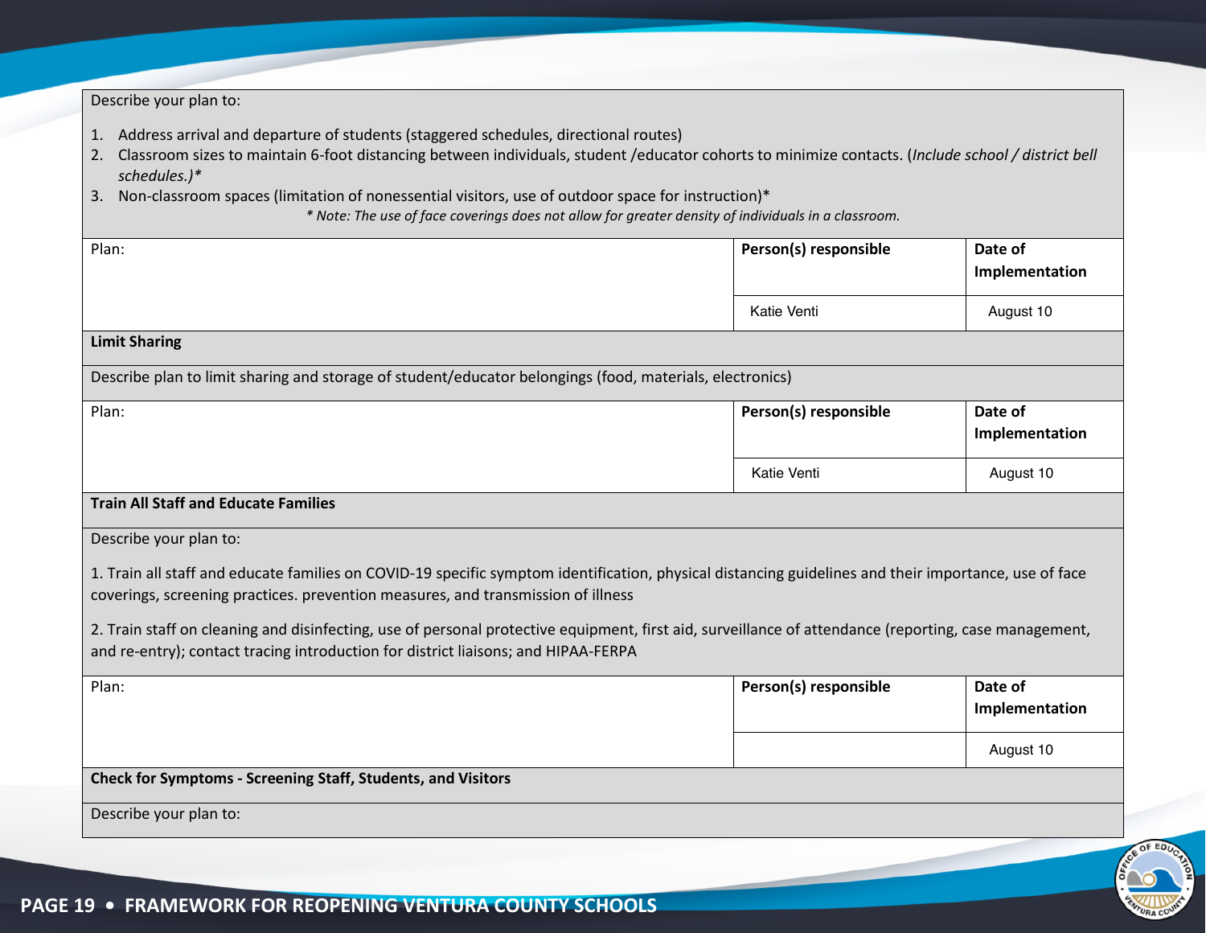Describe your plan to:

1. Address arrival and departure of students (staggered schedules, directional routes)
2. Classroom sizes to maintain 6-foot distancing between individuals, student /educator cohorts to minimize contacts. (*Include school / district bell schedules.)**
3. Non-classroom spaces (limitation of nonessential visitors, use of outdoor space for instruction)*

*\* Note: The use of face coverings does not allow for greater density of individuals in a classroom.*

| Plan: | **Person(s) responsible** | **Date of Implementation** |
|---|---|---|
| | Katie Venti | August 10 |

**Limit Sharing**

Describe plan to limit sharing and storage of student/educator belongings (food, materials, electronics)

| Plan: | **Person(s) responsible** | **Date of Implementation** |
|---|---|---|
| | Katie Venti | August 10 |

**Train All Staff and Educate Families**

Describe your plan to:

1. Train all staff and educate families on COVID-19 specific symptom identification, physical distancing guidelines and their importance, use of face coverings, screening practices. prevention measures, and transmission of illness

2. Train staff on cleaning and disinfecting, use of personal protective equipment, first aid, surveillance of attendance (reporting, case management, and re-entry); contact tracing introduction for district liaisons; and HIPAA-FERPA

| Plan: | **Person(s) responsible** | **Date of Implementation** |
|---|---|---|
| | | August 10 |

**Check for Symptoms - Screening Staff, Students, and Visitors**

Describe your plan to: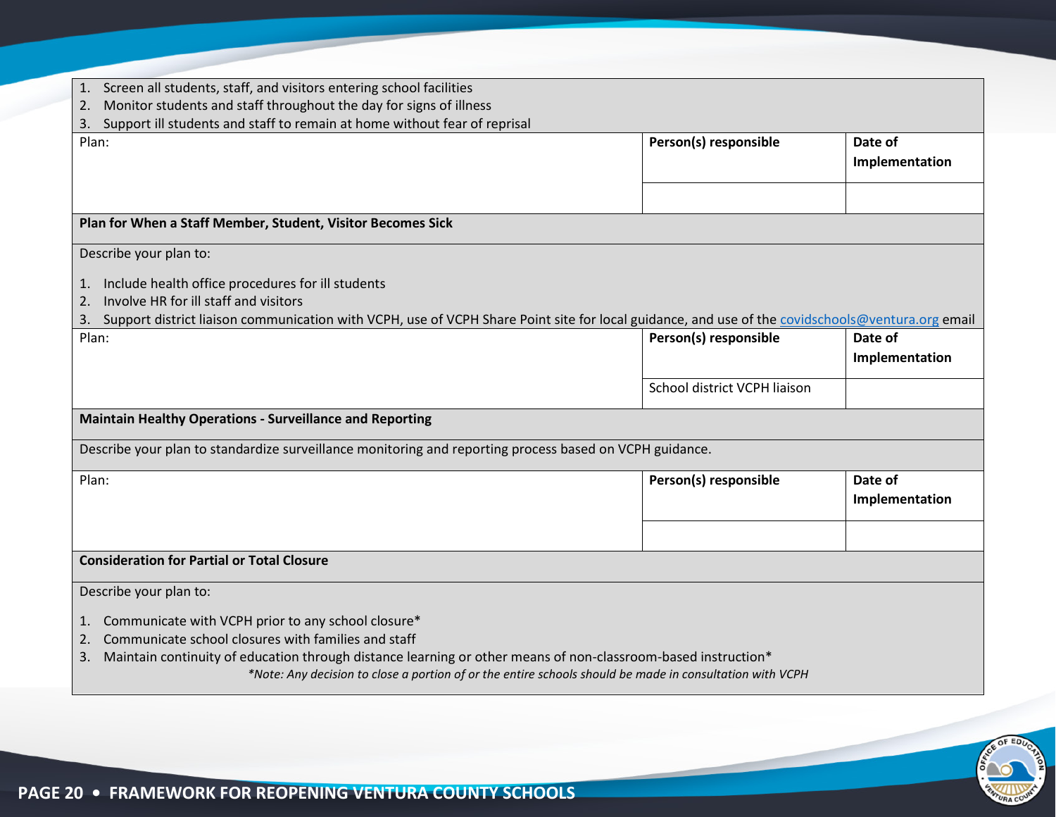1. Screen all students, staff, and visitors entering school facilities
2. Monitor students and staff throughout the day for signs of illness
3. Support ill students and staff to remain at home without fear of reprisal

| Plan: | **Person(s) responsible** | **Date of Implementation** |
|---|---|---|
| | | |

**Plan for When a Staff Member, Student, Visitor Becomes Sick**

Describe your plan to:

1. Include health office procedures for ill students
2. Involve HR for ill staff and visitors
3. Support district liaison communication with VCPH, use of VCPH Share Point site for local guidance, and use of the covidschools@ventura.org email

| Plan: | **Person(s) responsible** | **Date of Implementation** |
|---|---|---|
| | School district VCPH liaison | |

**Maintain Healthy Operations - Surveillance and Reporting**

Describe your plan to standardize surveillance monitoring and reporting process based on VCPH guidance.

| Plan: | **Person(s) responsible** | **Date of Implementation** |
|---|---|---|
| | | |

**Consideration for Partial or Total Closure**

Describe your plan to:

1. Communicate with VCPH prior to any school closure*
2. Communicate school closures with families and staff
3. Maintain continuity of education through distance learning or other means of non-classroom-based instruction*

*\*Note: Any decision to close a portion of or the entire schools should be made in consultation with VCPH*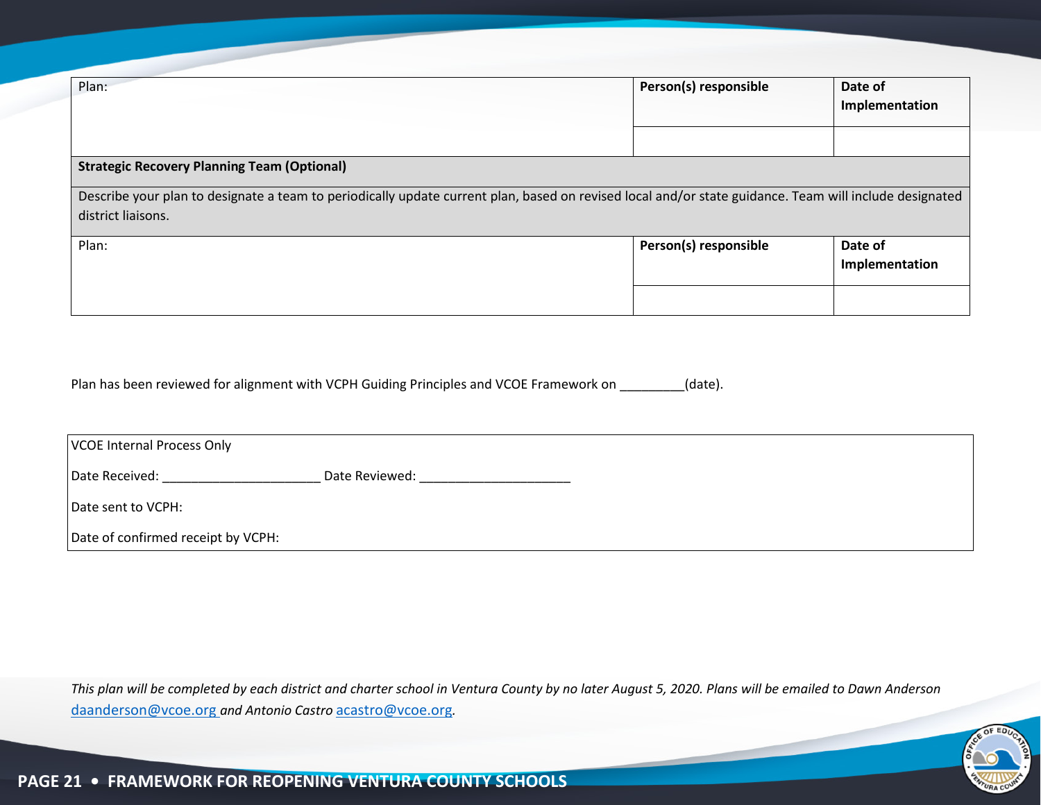| Plan: | Person(s) responsible | Date of Implementation |
|---|---|---|
| | | |

| **Strategic Recovery Planning Team (Optional)** | | |
|---|---|---|
| Describe your plan to designate a team to periodically update current plan, based on revised local and/or state guidance. Team will include designated district liaisons. | | |
| Plan: | **Person(s) responsible** | **Date of Implementation** |
| | | |

Plan has been reviewed for alignment with VCPH Guiding Principles and VCOE Framework on _________(date).

VCOE Internal Process Only

Date Received: ______________________ Date Reviewed: ______________________

Date sent to VCPH:

Date of confirmed receipt by VCPH:

*This plan will be completed by each district and charter school in Ventura County by no later August 5, 2020. Plans will be emailed to Dawn Anderson* daanderson@vcoe.org *and Antonio Castro* acastro@vcoe.org*.*